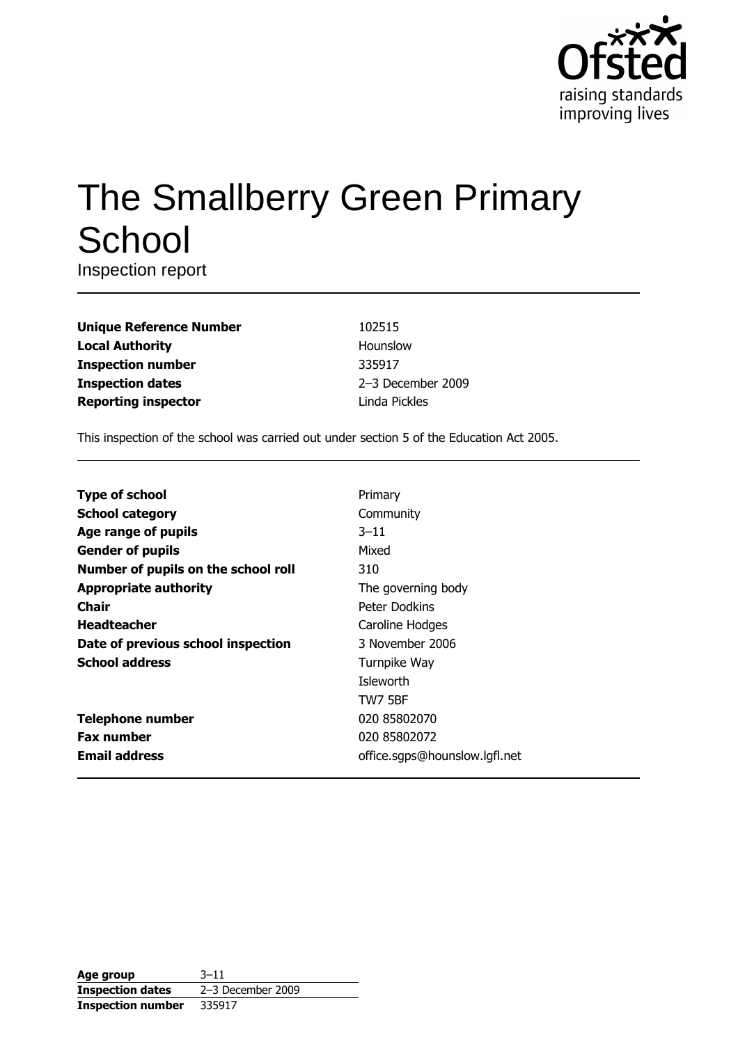# The Smallberry Green Primary School

Inspection report

| | |
|---|---|
| **Unique Reference Number** | 102515 |
| **Local Authority** | Hounslow |
| **Inspection number** | 335917 |
| **Inspection dates** | 2–3 December 2009 |
| **Reporting inspector** | Linda Pickles |

This inspection of the school was carried out under section 5 of the Education Act 2005.

| | |
|---|---|
| **Type of school** | Primary |
| **School category** | Community |
| **Age range of pupils** | 3–11 |
| **Gender of pupils** | Mixed |
| **Number of pupils on the school roll** | 310 |
| **Appropriate authority** | The governing body |
| **Chair** | Peter Dodkins |
| **Headteacher** | Caroline Hodges |
| **Date of previous school inspection** | 3 November 2006 |
| **School address** | Turnpike Way<br>Isleworth<br>TW7 5BF |
| **Telephone number** | 020 85802070 |
| **Fax number** | 020 85802072 |
| **Email address** | office.sgps@hounslow.lgfl.net |

| | |
|---|---|
| **Age group** | 3–11 |
| **Inspection dates** | 2–3 December 2009 |
| **Inspection number** | 335917 |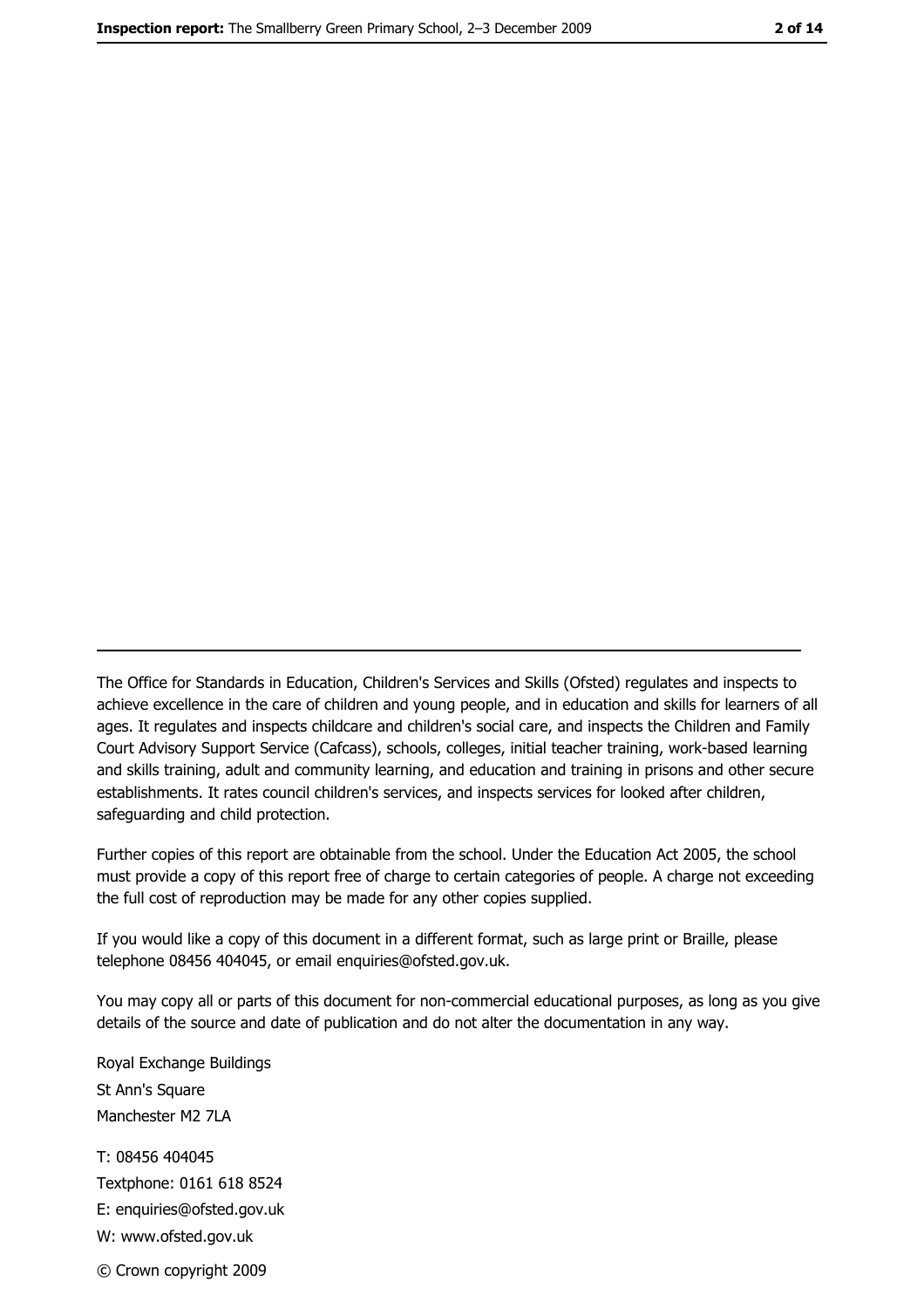The Office for Standards in Education, Children's Services and Skills (Ofsted) regulates and inspects to achieve excellence in the care of children and young people, and in education and skills for learners of all ages. It regulates and inspects childcare and children's social care, and inspects the Children and Family Court Advisory Support Service (Cafcass), schools, colleges, initial teacher training, work-based learning and skills training, adult and community learning, and education and training in prisons and other secure establishments. It rates council children's services, and inspects services for looked after children, safeguarding and child protection.

Further copies of this report are obtainable from the school. Under the Education Act 2005, the school must provide a copy of this report free of charge to certain categories of people. A charge not exceeding the full cost of reproduction may be made for any other copies supplied.

If you would like a copy of this document in a different format, such as large print or Braille, please telephone 08456 404045, or email enquiries@ofsted.gov.uk.

You may copy all or parts of this document for non-commercial educational purposes, as long as you give details of the source and date of publication and do not alter the documentation in any way.

Royal Exchange Buildings
St Ann's Square
Manchester M2 7LA

T: 08456 404045
Textphone: 0161 618 8524
E: enquiries@ofsted.gov.uk
W: www.ofsted.gov.uk

© Crown copyright 2009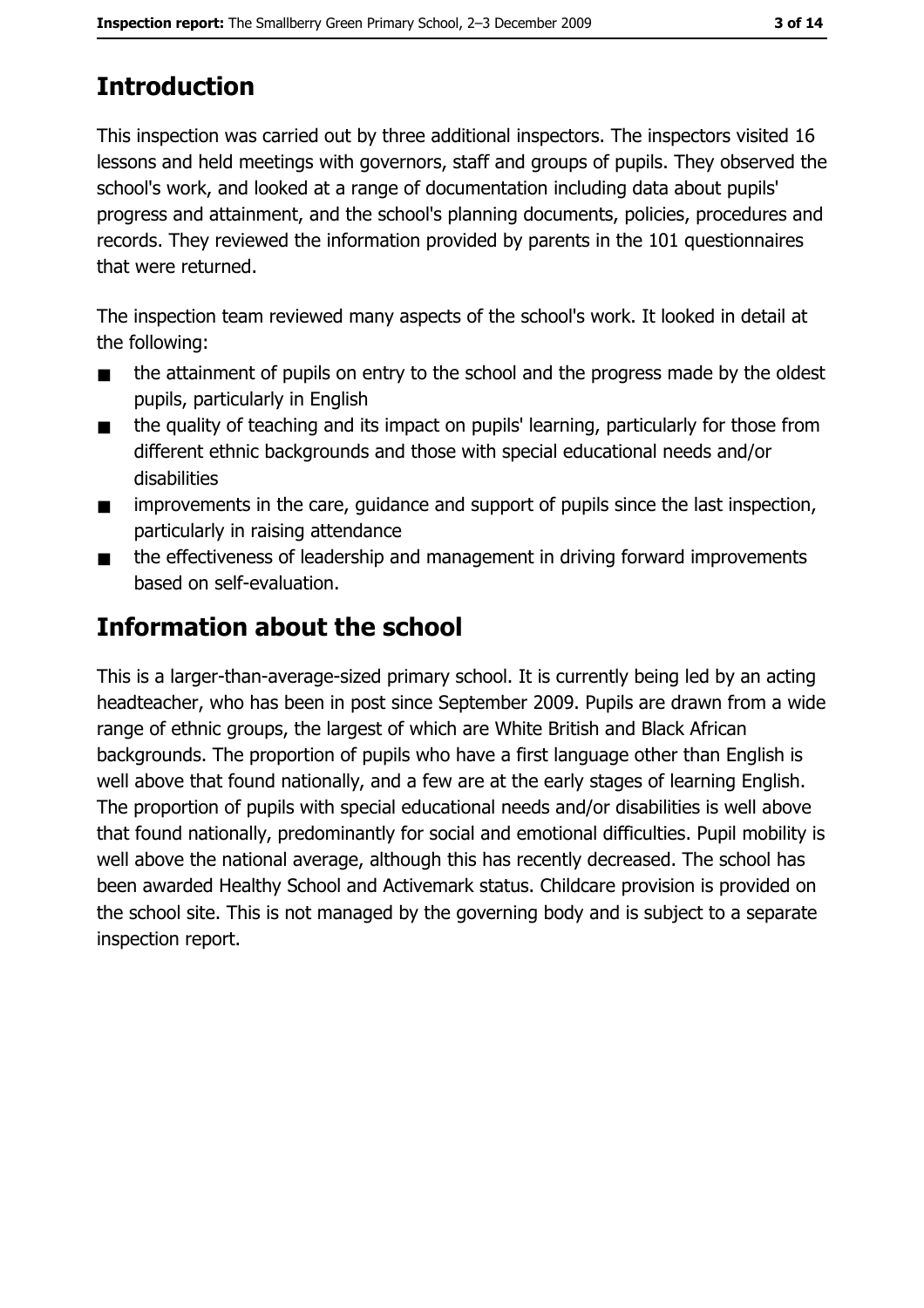## Introduction

This inspection was carried out by three additional inspectors. The inspectors visited 16 lessons and held meetings with governors, staff and groups of pupils. They observed the school's work, and looked at a range of documentation including data about pupils' progress and attainment, and the school's planning documents, policies, procedures and records. They reviewed the information provided by parents in the 101 questionnaires that were returned.

The inspection team reviewed many aspects of the school's work. It looked in detail at the following:

- the attainment of pupils on entry to the school and the progress made by the oldest pupils, particularly in English
- the quality of teaching and its impact on pupils' learning, particularly for those from different ethnic backgrounds and those with special educational needs and/or disabilities
- improvements in the care, guidance and support of pupils since the last inspection, particularly in raising attendance
- the effectiveness of leadership and management in driving forward improvements based on self-evaluation.

## Information about the school

This is a larger-than-average-sized primary school. It is currently being led by an acting headteacher, who has been in post since September 2009. Pupils are drawn from a wide range of ethnic groups, the largest of which are White British and Black African backgrounds. The proportion of pupils who have a first language other than English is well above that found nationally, and a few are at the early stages of learning English. The proportion of pupils with special educational needs and/or disabilities is well above that found nationally, predominantly for social and emotional difficulties. Pupil mobility is well above the national average, although this has recently decreased. The school has been awarded Healthy School and Activemark status. Childcare provision is provided on the school site. This is not managed by the governing body and is subject to a separate inspection report.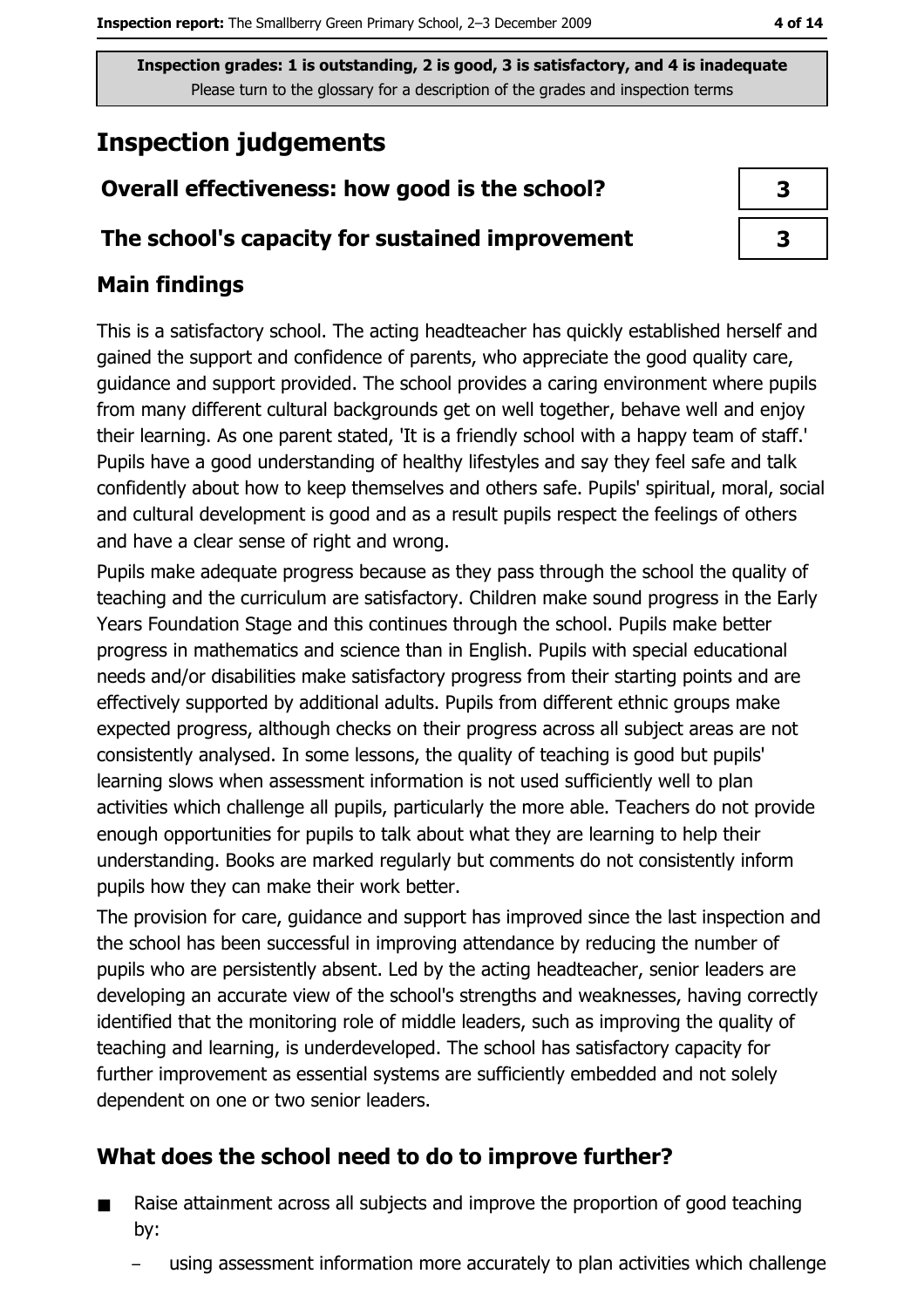Inspection grades: 1 is outstanding, 2 is good, 3 is satisfactory, and 4 is inadequate
Please turn to the glossary for a description of the grades and inspection terms

# Inspection judgements

| | |
|---|---|
| **Overall effectiveness: how good is the school?** | 3 |
| **The school's capacity for sustained improvement** | 3 |

## Main findings

This is a satisfactory school. The acting headteacher has quickly established herself and gained the support and confidence of parents, who appreciate the good quality care, guidance and support provided. The school provides a caring environment where pupils from many different cultural backgrounds get on well together, behave well and enjoy their learning. As one parent stated, 'It is a friendly school with a happy team of staff.' Pupils have a good understanding of healthy lifestyles and say they feel safe and talk confidently about how to keep themselves and others safe. Pupils' spiritual, moral, social and cultural development is good and as a result pupils respect the feelings of others and have a clear sense of right and wrong.

Pupils make adequate progress because as they pass through the school the quality of teaching and the curriculum are satisfactory. Children make sound progress in the Early Years Foundation Stage and this continues through the school. Pupils make better progress in mathematics and science than in English. Pupils with special educational needs and/or disabilities make satisfactory progress from their starting points and are effectively supported by additional adults. Pupils from different ethnic groups make expected progress, although checks on their progress across all subject areas are not consistently analysed. In some lessons, the quality of teaching is good but pupils' learning slows when assessment information is not used sufficiently well to plan activities which challenge all pupils, particularly the more able. Teachers do not provide enough opportunities for pupils to talk about what they are learning to help their understanding. Books are marked regularly but comments do not consistently inform pupils how they can make their work better.

The provision for care, guidance and support has improved since the last inspection and the school has been successful in improving attendance by reducing the number of pupils who are persistently absent. Led by the acting headteacher, senior leaders are developing an accurate view of the school's strengths and weaknesses, having correctly identified that the monitoring role of middle leaders, such as improving the quality of teaching and learning, is underdeveloped. The school has satisfactory capacity for further improvement as essential systems are sufficiently embedded and not solely dependent on one or two senior leaders.

## What does the school need to do to improve further?

- Raise attainment across all subjects and improve the proportion of good teaching by:
  - using assessment information more accurately to plan activities which challenge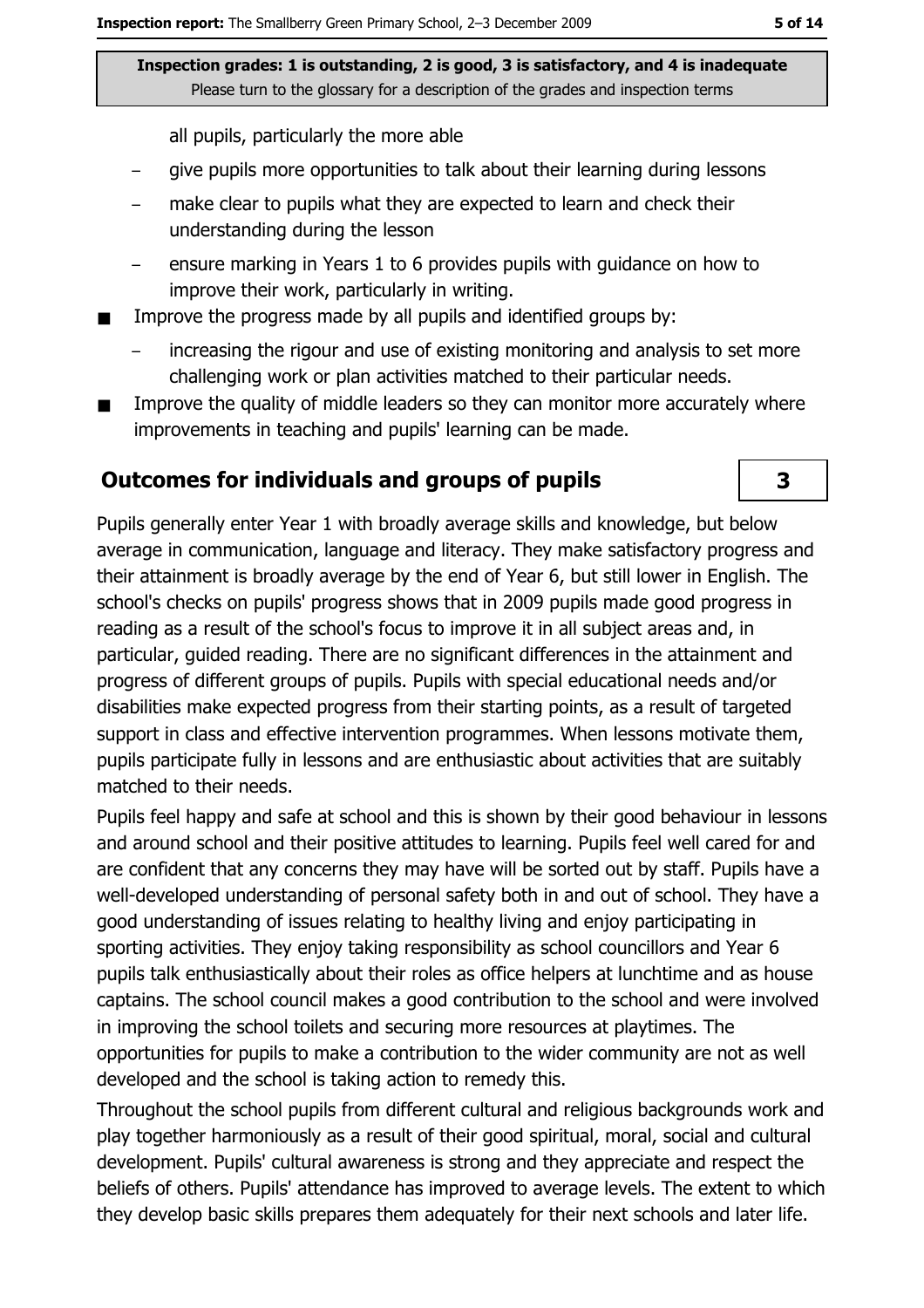Inspection grades: 1 is outstanding, 2 is good, 3 is satisfactory, and 4 is inadequate
Please turn to the glossary for a description of the grades and inspection terms

all pupils, particularly the more able

- give pupils more opportunities to talk about their learning during lessons
- make clear to pupils what they are expected to learn and check their understanding during the lesson
- ensure marking in Years 1 to 6 provides pupils with guidance on how to improve their work, particularly in writing.

- Improve the progress made by all pupils and identified groups by:
  - increasing the rigour and use of existing monitoring and analysis to set more challenging work or plan activities matched to their particular needs.
- Improve the quality of middle leaders so they can monitor more accurately where improvements in teaching and pupils' learning can be made.

## Outcomes for individuals and groups of pupils — 3

Pupils generally enter Year 1 with broadly average skills and knowledge, but below average in communication, language and literacy. They make satisfactory progress and their attainment is broadly average by the end of Year 6, but still lower in English. The school's checks on pupils' progress shows that in 2009 pupils made good progress in reading as a result of the school's focus to improve it in all subject areas and, in particular, guided reading. There are no significant differences in the attainment and progress of different groups of pupils. Pupils with special educational needs and/or disabilities make expected progress from their starting points, as a result of targeted support in class and effective intervention programmes. When lessons motivate them, pupils participate fully in lessons and are enthusiastic about activities that are suitably matched to their needs.

Pupils feel happy and safe at school and this is shown by their good behaviour in lessons and around school and their positive attitudes to learning. Pupils feel well cared for and are confident that any concerns they may have will be sorted out by staff. Pupils have a well-developed understanding of personal safety both in and out of school. They have a good understanding of issues relating to healthy living and enjoy participating in sporting activities. They enjoy taking responsibility as school councillors and Year 6 pupils talk enthusiastically about their roles as office helpers at lunchtime and as house captains. The school council makes a good contribution to the school and were involved in improving the school toilets and securing more resources at playtimes. The opportunities for pupils to make a contribution to the wider community are not as well developed and the school is taking action to remedy this.

Throughout the school pupils from different cultural and religious backgrounds work and play together harmoniously as a result of their good spiritual, moral, social and cultural development. Pupils' cultural awareness is strong and they appreciate and respect the beliefs of others. Pupils' attendance has improved to average levels. The extent to which they develop basic skills prepares them adequately for their next schools and later life.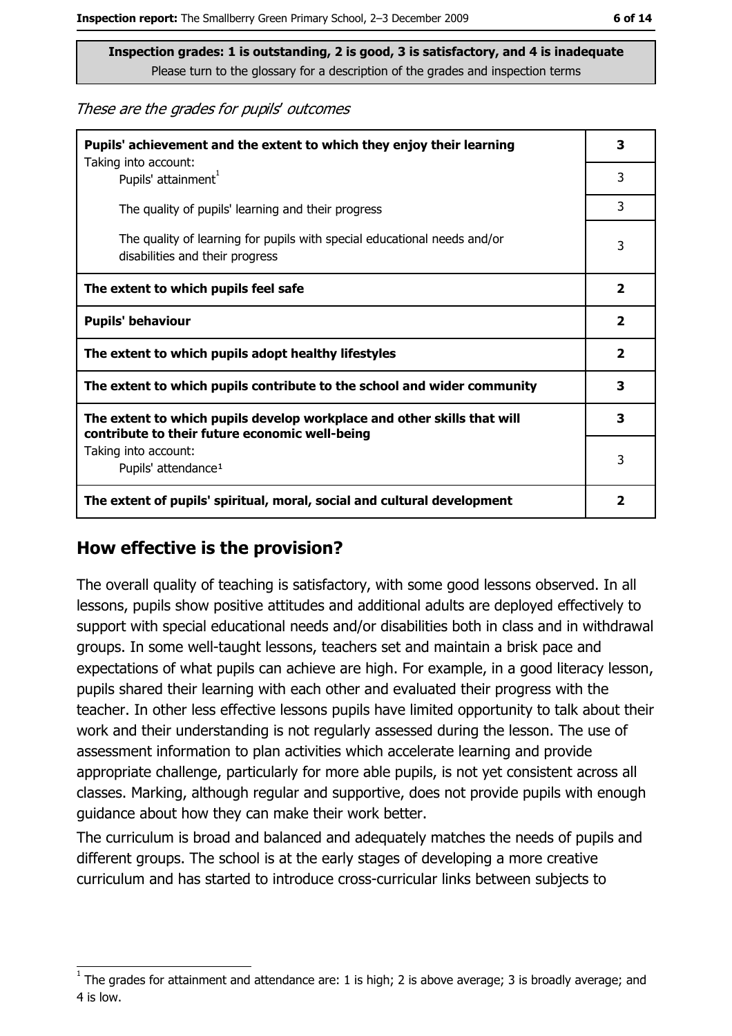**Inspection grades: 1 is outstanding, 2 is good, 3 is satisfactory, and 4 is inadequate**
Please turn to the glossary for a description of the grades and inspection terms

*These are the grades for pupils' outcomes*

| | |
|---|---|
| **Pupils' achievement and the extent to which they enjoy their learning** | **3** |
| Taking into account: Pupils' attainment[1] | 3 |
| The quality of pupils' learning and their progress | 3 |
| The quality of learning for pupils with special educational needs and/or disabilities and their progress | 3 |
| **The extent to which pupils feel safe** | **2** |
| **Pupils' behaviour** | **2** |
| **The extent to which pupils adopt healthy lifestyles** | **2** |
| **The extent to which pupils contribute to the school and wider community** | **3** |
| **The extent to which pupils develop workplace and other skills that will contribute to their future economic well-being** | **3** |
| Taking into account: Pupils' attendance[1] | 3 |
| **The extent of pupils' spiritual, moral, social and cultural development** | **2** |

## How effective is the provision?

The overall quality of teaching is satisfactory, with some good lessons observed. In all lessons, pupils show positive attitudes and additional adults are deployed effectively to support with special educational needs and/or disabilities both in class and in withdrawal groups. In some well-taught lessons, teachers set and maintain a brisk pace and expectations of what pupils can achieve are high. For example, in a good literacy lesson, pupils shared their learning with each other and evaluated their progress with the teacher. In other less effective lessons pupils have limited opportunity to talk about their work and their understanding is not regularly assessed during the lesson. The use of assessment information to plan activities which accelerate learning and provide appropriate challenge, particularly for more able pupils, is not yet consistent across all classes. Marking, although regular and supportive, does not provide pupils with enough guidance about how they can make their work better.

The curriculum is broad and balanced and adequately matches the needs of pupils and different groups. The school is at the early stages of developing a more creative curriculum and has started to introduce cross-curricular links between subjects to

[1] The grades for attainment and attendance are: 1 is high; 2 is above average; 3 is broadly average; and 4 is low.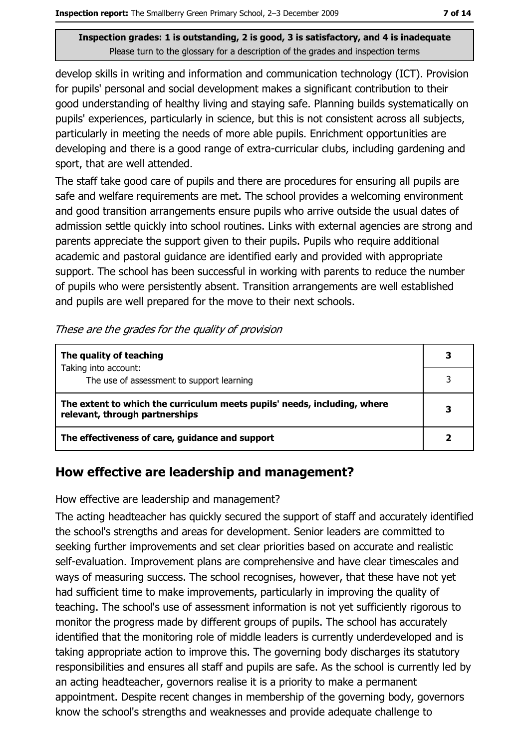develop skills in writing and information and communication technology (ICT). Provision for pupils' personal and social development makes a significant contribution to their good understanding of healthy living and staying safe. Planning builds systematically on pupils' experiences, particularly in science, but this is not consistent across all subjects, particularly in meeting the needs of more able pupils. Enrichment opportunities are developing and there is a good range of extra-curricular clubs, including gardening and sport, that are well attended.

The staff take good care of pupils and there are procedures for ensuring all pupils are safe and welfare requirements are met. The school provides a welcoming environment and good transition arrangements ensure pupils who arrive outside the usual dates of admission settle quickly into school routines. Links with external agencies are strong and parents appreciate the support given to their pupils. Pupils who require additional academic and pastoral guidance are identified early and provided with appropriate support. The school has been successful in working with parents to reduce the number of pupils who were persistently absent. Transition arrangements are well established and pupils are well prepared for the move to their next schools.

*These are the grades for the quality of provision*

| | |
|---|---|
| **The quality of teaching**<br>Taking into account: | **3** |
| The use of assessment to support learning | 3 |
| **The extent to which the curriculum meets pupils' needs, including, where relevant, through partnerships** | **3** |
| **The effectiveness of care, guidance and support** | **2** |

## How effective are leadership and management?

How effective are leadership and management?

The acting headteacher has quickly secured the support of staff and accurately identified the school's strengths and areas for development. Senior leaders are committed to seeking further improvements and set clear priorities based on accurate and realistic self-evaluation. Improvement plans are comprehensive and have clear timescales and ways of measuring success. The school recognises, however, that these have not yet had sufficient time to make improvements, particularly in improving the quality of teaching. The school's use of assessment information is not yet sufficiently rigorous to monitor the progress made by different groups of pupils. The school has accurately identified that the monitoring role of middle leaders is currently underdeveloped and is taking appropriate action to improve this. The governing body discharges its statutory responsibilities and ensures all staff and pupils are safe. As the school is currently led by an acting headteacher, governors realise it is a priority to make a permanent appointment. Despite recent changes in membership of the governing body, governors know the school's strengths and weaknesses and provide adequate challenge to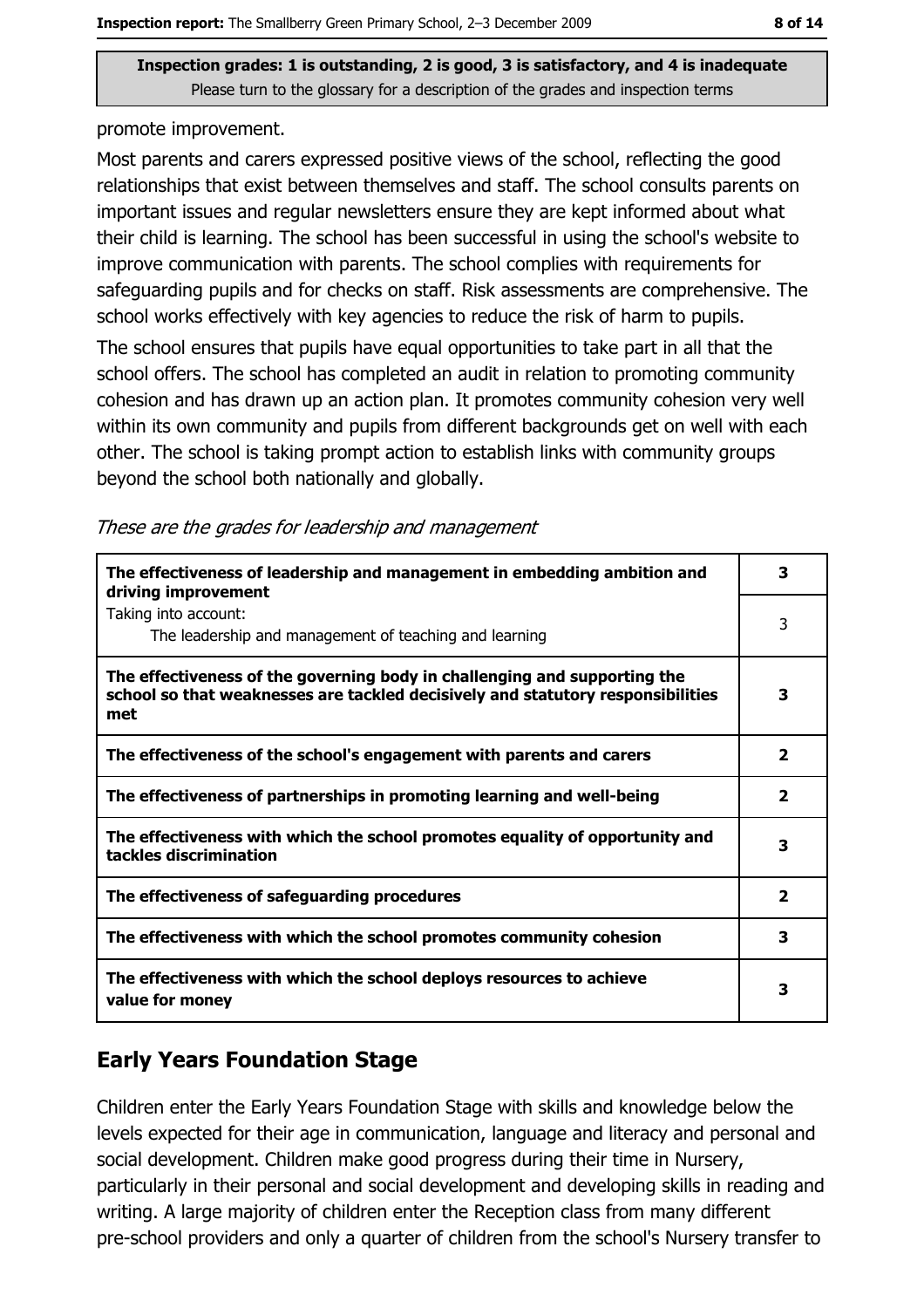**Inspection grades: 1 is outstanding, 2 is good, 3 is satisfactory, and 4 is inadequate**
Please turn to the glossary for a description of the grades and inspection terms

promote improvement.

Most parents and carers expressed positive views of the school, reflecting the good relationships that exist between themselves and staff. The school consults parents on important issues and regular newsletters ensure they are kept informed about what their child is learning. The school has been successful in using the school's website to improve communication with parents. The school complies with requirements for safeguarding pupils and for checks on staff. Risk assessments are comprehensive. The school works effectively with key agencies to reduce the risk of harm to pupils.

The school ensures that pupils have equal opportunities to take part in all that the school offers. The school has completed an audit in relation to promoting community cohesion and has drawn up an action plan. It promotes community cohesion very well within its own community and pupils from different backgrounds get on well with each other. The school is taking prompt action to establish links with community groups beyond the school both nationally and globally.

*These are the grades for leadership and management*

| | |
|---|---|
| **The effectiveness of leadership and management in embedding ambition and driving improvement** | **3** |
| Taking into account: The leadership and management of teaching and learning | 3 |
| **The effectiveness of the governing body in challenging and supporting the school so that weaknesses are tackled decisively and statutory responsibilities met** | **3** |
| **The effectiveness of the school's engagement with parents and carers** | **2** |
| **The effectiveness of partnerships in promoting learning and well-being** | **2** |
| **The effectiveness with which the school promotes equality of opportunity and tackles discrimination** | **3** |
| **The effectiveness of safeguarding procedures** | **2** |
| **The effectiveness with which the school promotes community cohesion** | **3** |
| **The effectiveness with which the school deploys resources to achieve value for money** | **3** |

## Early Years Foundation Stage

Children enter the Early Years Foundation Stage with skills and knowledge below the levels expected for their age in communication, language and literacy and personal and social development. Children make good progress during their time in Nursery, particularly in their personal and social development and developing skills in reading and writing. A large majority of children enter the Reception class from many different pre-school providers and only a quarter of children from the school's Nursery transfer to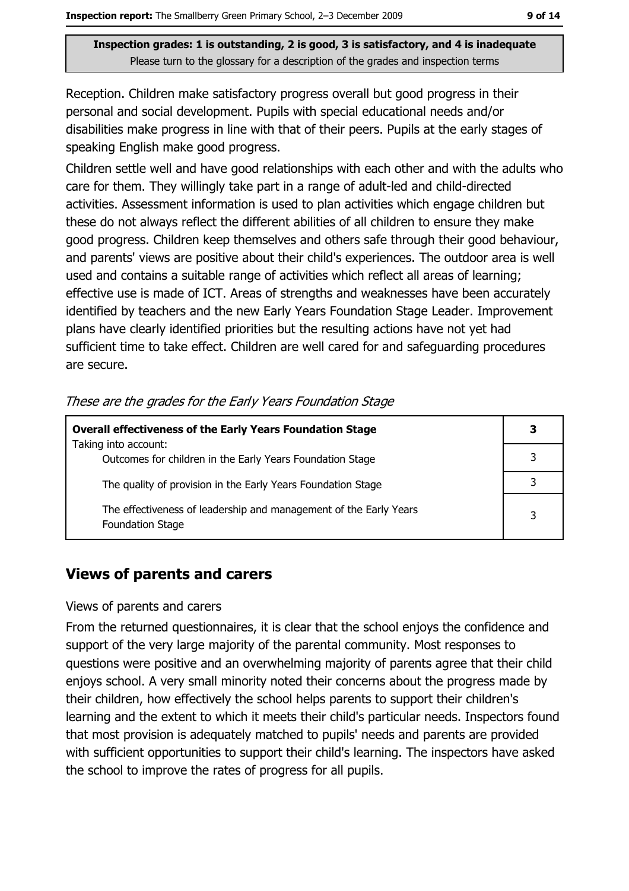**Inspection grades: 1 is outstanding, 2 is good, 3 is satisfactory, and 4 is inadequate**
Please turn to the glossary for a description of the grades and inspection terms

Reception. Children make satisfactory progress overall but good progress in their personal and social development. Pupils with special educational needs and/or disabilities make progress in line with that of their peers. Pupils at the early stages of speaking English make good progress.

Children settle well and have good relationships with each other and with the adults who care for them. They willingly take part in a range of adult-led and child-directed activities. Assessment information is used to plan activities which engage children but these do not always reflect the different abilities of all children to ensure they make good progress. Children keep themselves and others safe through their good behaviour, and parents' views are positive about their child's experiences. The outdoor area is well used and contains a suitable range of activities which reflect all areas of learning; effective use is made of ICT. Areas of strengths and weaknesses have been accurately identified by teachers and the new Early Years Foundation Stage Leader. Improvement plans have clearly identified priorities but the resulting actions have not yet had sufficient time to take effect. Children are well cared for and safeguarding procedures are secure.

*These are the grades for the Early Years Foundation Stage*

| **Overall effectiveness of the Early Years Foundation Stage** | **3** |
|---|---|
| Taking into account: Outcomes for children in the Early Years Foundation Stage | 3 |
| The quality of provision in the Early Years Foundation Stage | 3 |
| The effectiveness of leadership and management of the Early Years Foundation Stage | 3 |

## Views of parents and carers

Views of parents and carers

From the returned questionnaires, it is clear that the school enjoys the confidence and support of the very large majority of the parental community. Most responses to questions were positive and an overwhelming majority of parents agree that their child enjoys school. A very small minority noted their concerns about the progress made by their children, how effectively the school helps parents to support their children's learning and the extent to which it meets their child's particular needs. Inspectors found that most provision is adequately matched to pupils' needs and parents are provided with sufficient opportunities to support their child's learning. The inspectors have asked the school to improve the rates of progress for all pupils.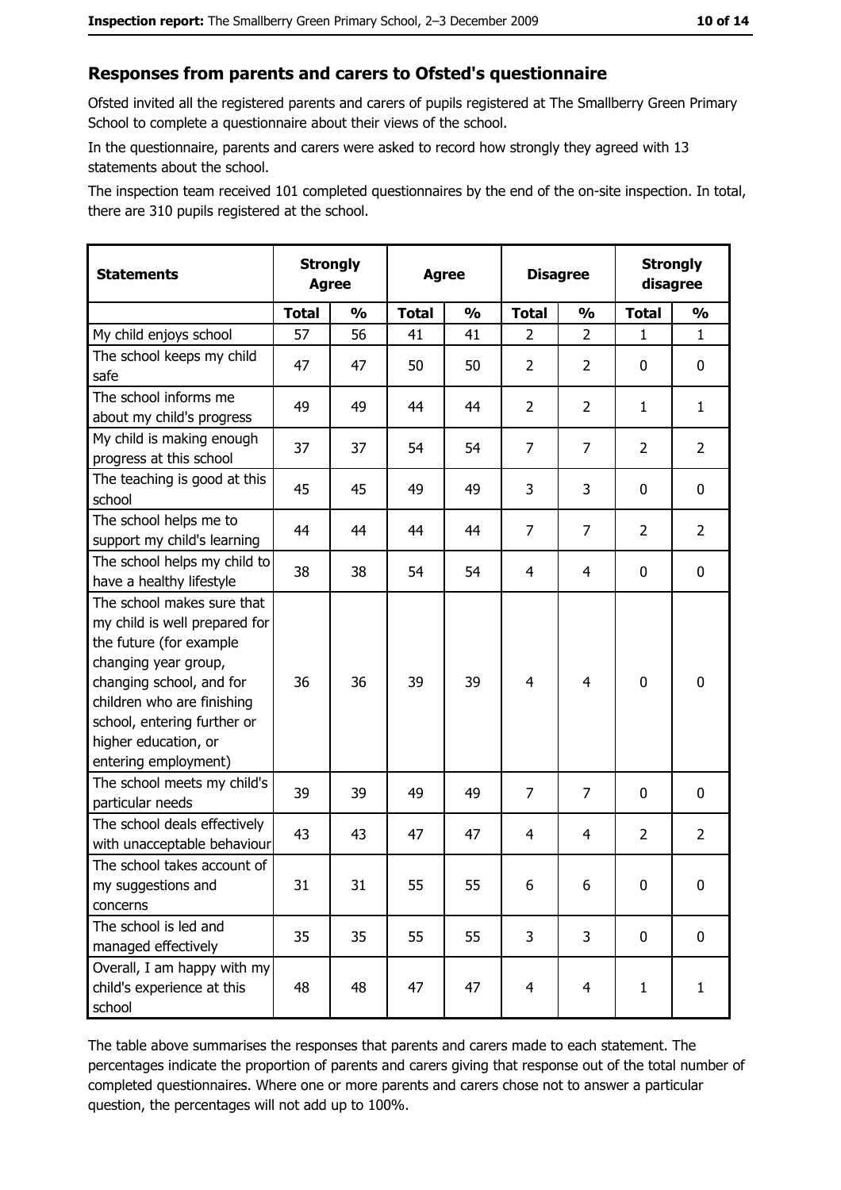## Responses from parents and carers to Ofsted's questionnaire

Ofsted invited all the registered parents and carers of pupils registered at The Smallberry Green Primary School to complete a questionnaire about their views of the school.

In the questionnaire, parents and carers were asked to record how strongly they agreed with 13 statements about the school.

The inspection team received 101 completed questionnaires by the end of the on-site inspection. In total, there are 310 pupils registered at the school.

| Statements | Strongly Agree | | Agree | | Disagree | | Strongly disagree | |
|---|---|---|---|---|---|---|---|---|
| | Total | % | Total | % | Total | % | Total | % |
| My child enjoys school | 57 | 56 | 41 | 41 | 2 | 2 | 1 | 1 |
| The school keeps my child safe | 47 | 47 | 50 | 50 | 2 | 2 | 0 | 0 |
| The school informs me about my child's progress | 49 | 49 | 44 | 44 | 2 | 2 | 1 | 1 |
| My child is making enough progress at this school | 37 | 37 | 54 | 54 | 7 | 7 | 2 | 2 |
| The teaching is good at this school | 45 | 45 | 49 | 49 | 3 | 3 | 0 | 0 |
| The school helps me to support my child's learning | 44 | 44 | 44 | 44 | 7 | 7 | 2 | 2 |
| The school helps my child to have a healthy lifestyle | 38 | 38 | 54 | 54 | 4 | 4 | 0 | 0 |
| The school makes sure that my child is well prepared for the future (for example changing year group, changing school, and for children who are finishing school, entering further or higher education, or entering employment) | 36 | 36 | 39 | 39 | 4 | 4 | 0 | 0 |
| The school meets my child's particular needs | 39 | 39 | 49 | 49 | 7 | 7 | 0 | 0 |
| The school deals effectively with unacceptable behaviour | 43 | 43 | 47 | 47 | 4 | 4 | 2 | 2 |
| The school takes account of my suggestions and concerns | 31 | 31 | 55 | 55 | 6 | 6 | 0 | 0 |
| The school is led and managed effectively | 35 | 35 | 55 | 55 | 3 | 3 | 0 | 0 |
| Overall, I am happy with my child's experience at this school | 48 | 48 | 47 | 47 | 4 | 4 | 1 | 1 |

The table above summarises the responses that parents and carers made to each statement. The percentages indicate the proportion of parents and carers giving that response out of the total number of completed questionnaires. Where one or more parents and carers chose not to answer a particular question, the percentages will not add up to 100%.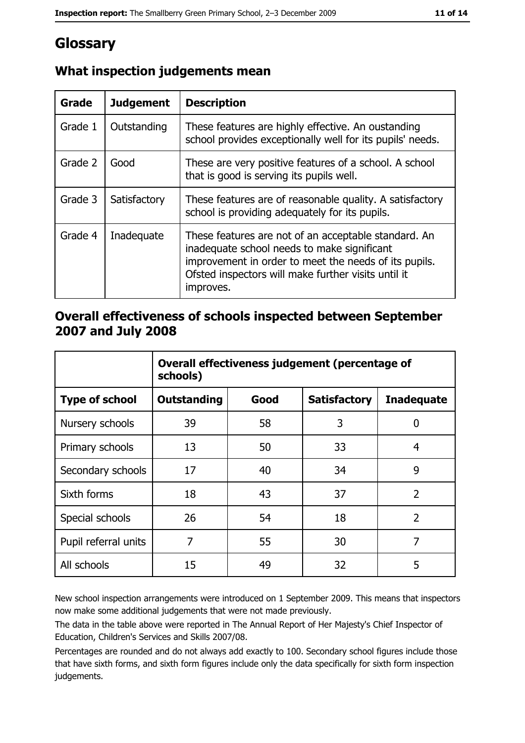# Glossary

## What inspection judgements mean

| Grade | Judgement | Description |
|---|---|---|
| Grade 1 | Outstanding | These features are highly effective. An oustanding school provides exceptionally well for its pupils' needs. |
| Grade 2 | Good | These are very positive features of a school. A school that is good is serving its pupils well. |
| Grade 3 | Satisfactory | These features are of reasonable quality. A satisfactory school is providing adequately for its pupils. |
| Grade 4 | Inadequate | These features are not of an acceptable standard. An inadequate school needs to make significant improvement in order to meet the needs of its pupils. Ofsted inspectors will make further visits until it improves. |

## Overall effectiveness of schools inspected between September 2007 and July 2008

| | Overall effectiveness judgement (percentage of schools) | | | |
|---|---|---|---|---|
| **Type of school** | **Outstanding** | **Good** | **Satisfactory** | **Inadequate** |
| Nursery schools | 39 | 58 | 3 | 0 |
| Primary schools | 13 | 50 | 33 | 4 |
| Secondary schools | 17 | 40 | 34 | 9 |
| Sixth forms | 18 | 43 | 37 | 2 |
| Special schools | 26 | 54 | 18 | 2 |
| Pupil referral units | 7 | 55 | 30 | 7 |
| All schools | 15 | 49 | 32 | 5 |

New school inspection arrangements were introduced on 1 September 2009. This means that inspectors now make some additional judgements that were not made previously.

The data in the table above were reported in The Annual Report of Her Majesty's Chief Inspector of Education, Children's Services and Skills 2007/08.

Percentages are rounded and do not always add exactly to 100. Secondary school figures include those that have sixth forms, and sixth form figures include only the data specifically for sixth form inspection judgements.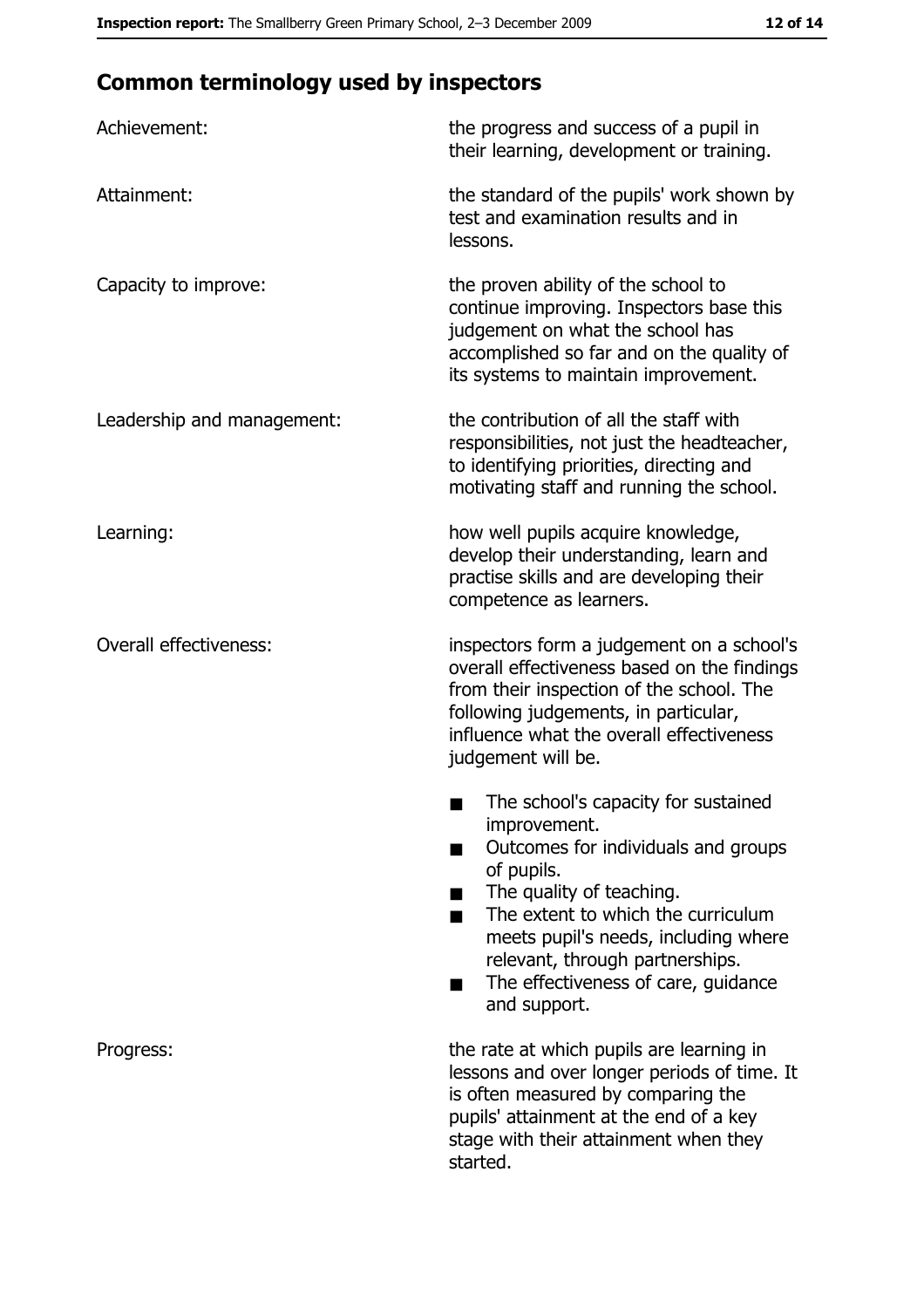## Common terminology used by inspectors

| | |
|---|---|
| Achievement: | the progress and success of a pupil in their learning, development or training. |
| Attainment: | the standard of the pupils' work shown by test and examination results and in lessons. |
| Capacity to improve: | the proven ability of the school to continue improving. Inspectors base this judgement on what the school has accomplished so far and on the quality of its systems to maintain improvement. |
| Leadership and management: | the contribution of all the staff with responsibilities, not just the headteacher, to identifying priorities, directing and motivating staff and running the school. |
| Learning: | how well pupils acquire knowledge, develop their understanding, learn and practise skills and are developing their competence as learners. |
| Overall effectiveness: | inspectors form a judgement on a school's overall effectiveness based on the findings from their inspection of the school. The following judgements, in particular, influence what the overall effectiveness judgement will be.<br>■ The school's capacity for sustained improvement.<br>■ Outcomes for individuals and groups of pupils.<br>■ The quality of teaching.<br>■ The extent to which the curriculum meets pupil's needs, including where relevant, through partnerships.<br>■ The effectiveness of care, guidance and support. |
| Progress: | the rate at which pupils are learning in lessons and over longer periods of time. It is often measured by comparing the pupils' attainment at the end of a key stage with their attainment when they started. |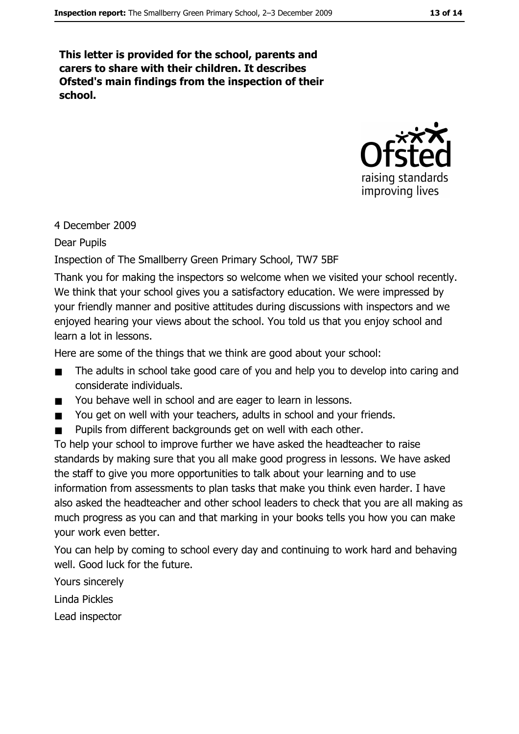**This letter is provided for the school, parents and carers to share with their children. It describes Ofsted's main findings from the inspection of their school.**

4 December 2009

Dear Pupils

Inspection of The Smallberry Green Primary School, TW7 5BF

Thank you for making the inspectors so welcome when we visited your school recently. We think that your school gives you a satisfactory education. We were impressed by your friendly manner and positive attitudes during discussions with inspectors and we enjoyed hearing your views about the school. You told us that you enjoy school and learn a lot in lessons.

Here are some of the things that we think are good about your school:

- The adults in school take good care of you and help you to develop into caring and considerate individuals.
- You behave well in school and are eager to learn in lessons.
- You get on well with your teachers, adults in school and your friends.
- Pupils from different backgrounds get on well with each other.

To help your school to improve further we have asked the headteacher to raise standards by making sure that you all make good progress in lessons. We have asked the staff to give you more opportunities to talk about your learning and to use information from assessments to plan tasks that make you think even harder. I have also asked the headteacher and other school leaders to check that you are all making as much progress as you can and that marking in your books tells you how you can make your work even better.

You can help by coming to school every day and continuing to work hard and behaving well. Good luck for the future.

Yours sincerely

Linda Pickles

Lead inspector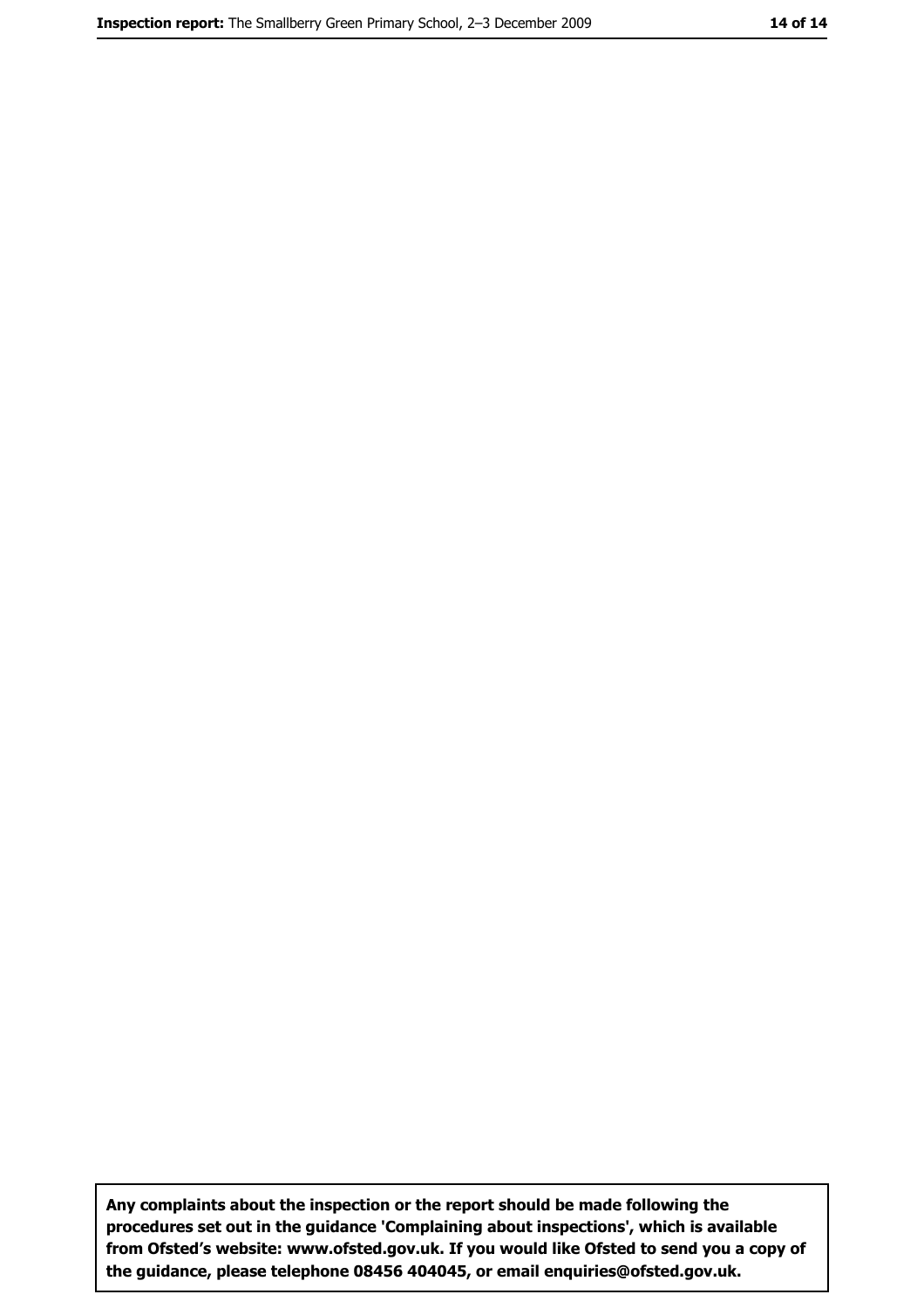**Any complaints about the inspection or the report should be made following the procedures set out in the guidance 'Complaining about inspections', which is available from Ofsted's website: www.ofsted.gov.uk. If you would like Ofsted to send you a copy of the guidance, please telephone 08456 404045, or email enquiries@ofsted.gov.uk.**